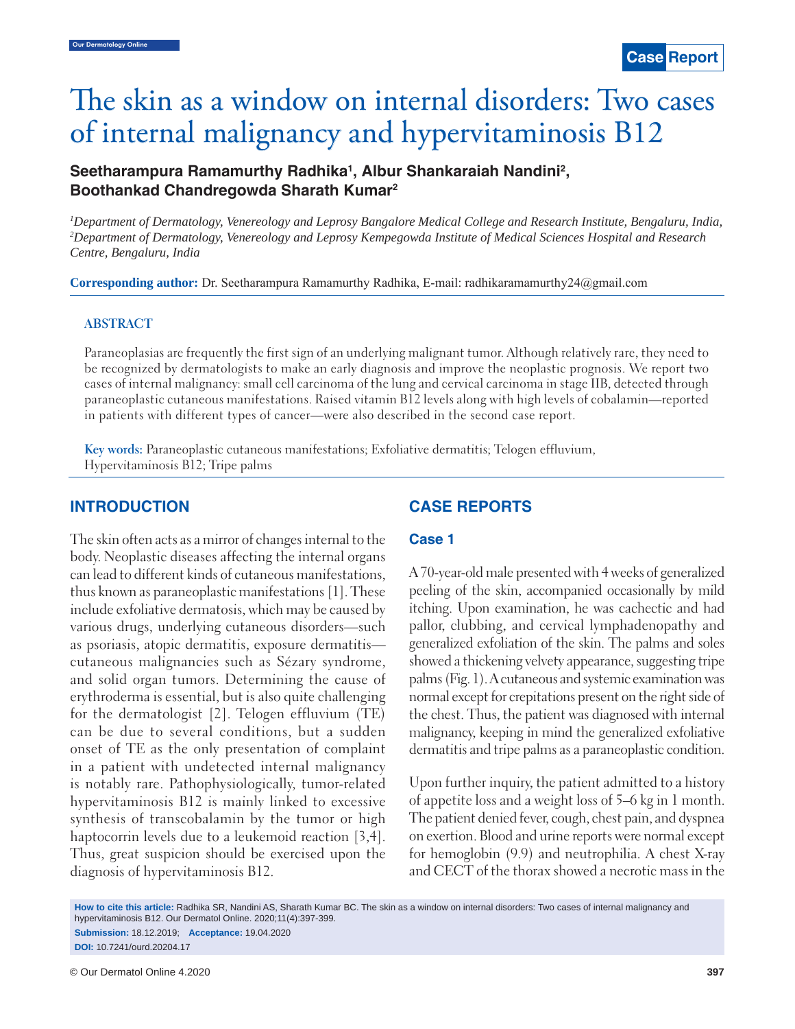# The skin as a window on internal disorders: Two cases of internal malignancy and hypervitaminosis B12

**Seetharampura Ramamurthy Radhika[1], Albur Shankaraiah Nandini[2], Boothankad Chandregowda Sharath Kumar[2]**

[1]*Department of Dermatology, Venereology and Leprosy Bangalore Medical College and Research Institute, Bengaluru, India,* [2]*Department of Dermatology, Venereology and Leprosy Kempegowda Institute of Medical Sciences Hospital and Research Centre, Bengaluru, India*

**Corresponding author:** Dr. Seetharampura Ramamurthy Radhika, E-mail: radhikaramamurthy24@gmail.com

## ABSTRACT

Paraneoplasias are frequently the first sign of an underlying malignant tumor. Although relatively rare, they need to be recognized by dermatologists to make an early diagnosis and improve the neoplastic prognosis. We report two cases of internal malignancy: small cell carcinoma of the lung and cervical carcinoma in stage IIB, detected through paraneoplastic cutaneous manifestations. Raised vitamin B12 levels along with high levels of cobalamin—reported in patients with different types of cancer—were also described in the second case report.

**Key words:** Paraneoplastic cutaneous manifestations; Exfoliative dermatitis; Telogen effluvium, Hypervitaminosis B12; Tripe palms

## INTRODUCTION

The skin often acts as a mirror of changes internal to the body. Neoplastic diseases affecting the internal organs can lead to different kinds of cutaneous manifestations, thus known as paraneoplastic manifestations [1]. These include exfoliative dermatosis, which may be caused by various drugs, underlying cutaneous disorders—such as psoriasis, atopic dermatitis, exposure dermatitis—cutaneous malignancies such as Sézary syndrome, and solid organ tumors. Determining the cause of erythroderma is essential, but is also quite challenging for the dermatologist [2]. Telogen effluvium (TE) can be due to several conditions, but a sudden onset of TE as the only presentation of complaint in a patient with undetected internal malignancy is notably rare. Pathophysiologically, tumor-related hypervitaminosis B12 is mainly linked to excessive synthesis of transcobalamin by the tumor or high haptocorrin levels due to a leukemoid reaction [3,4]. Thus, great suspicion should be exercised upon the diagnosis of hypervitaminosis B12.

## CASE REPORTS

### Case 1

A 70-year-old male presented with 4 weeks of generalized peeling of the skin, accompanied occasionally by mild itching. Upon examination, he was cachectic and had pallor, clubbing, and cervical lymphadenopathy and generalized exfoliation of the skin. The palms and soles showed a thickening velvety appearance, suggesting tripe palms (Fig. 1). A cutaneous and systemic examination was normal except for crepitations present on the right side of the chest. Thus, the patient was diagnosed with internal malignancy, keeping in mind the generalized exfoliative dermatitis and tripe palms as a paraneoplastic condition.

Upon further inquiry, the patient admitted to a history of appetite loss and a weight loss of 5–6 kg in 1 month. The patient denied fever, cough, chest pain, and dyspnea on exertion. Blood and urine reports were normal except for hemoglobin (9.9) and neutrophilia. A chest X-ray and CECT of the thorax showed a necrotic mass in the

**How to cite this article:** Radhika SR, Nandini AS, Sharath Kumar BC. The skin as a window on internal disorders: Two cases of internal malignancy and hypervitaminosis B12. Our Dermatol Online. 2020;11(4):397-399.

**Submission:** 18.12.2019; **Acceptance:** 19.04.2020

**DOI:** 10.7241/ourd.20204.17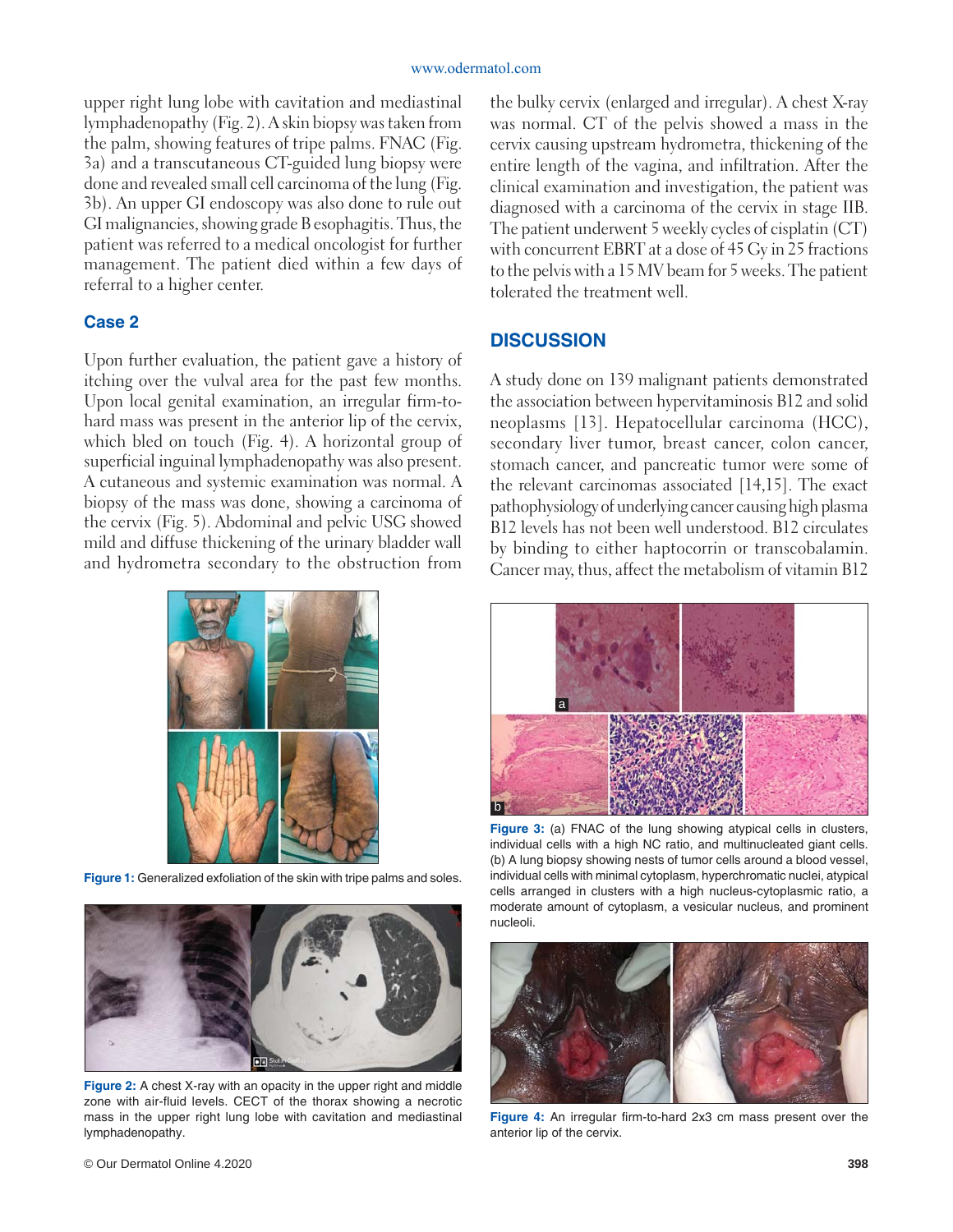upper right lung lobe with cavitation and mediastinal lymphadenopathy (Fig. 2). A skin biopsy was taken from the palm, showing features of tripe palms. FNAC (Fig. 3a) and a transcutaneous CT-guided lung biopsy were done and revealed small cell carcinoma of the lung (Fig. 3b). An upper GI endoscopy was also done to rule out GI malignancies, showing grade B esophagitis. Thus, the patient was referred to a medical oncologist for further management. The patient died within a few days of referral to a higher center.

### Case 2

Upon further evaluation, the patient gave a history of itching over the vulval area for the past few months. Upon local genital examination, an irregular firm-to-hard mass was present in the anterior lip of the cervix, which bled on touch (Fig. 4). A horizontal group of superficial inguinal lymphadenopathy was also present. A cutaneous and systemic examination was normal. A biopsy of the mass was done, showing a carcinoma of the cervix (Fig. 5). Abdominal and pelvic USG showed mild and diffuse thickening of the urinary bladder wall and hydrometra secondary to the obstruction from the bulky cervix (enlarged and irregular). A chest X-ray was normal. CT of the pelvis showed a mass in the cervix causing upstream hydrometra, thickening of the entire length of the vagina, and infiltration. After the clinical examination and investigation, the patient was diagnosed with a carcinoma of the cervix in stage IIB. The patient underwent 5 weekly cycles of cisplatin (CT) with concurrent EBRT at a dose of 45 Gy in 25 fractions to the pelvis with a 15 MV beam for 5 weeks. The patient tolerated the treatment well.

Figure 1: Generalized exfoliation of the skin with tripe palms and soles.

Figure 2: A chest X-ray with an opacity in the upper right and middle zone with air-fluid levels. CECT of the thorax showing a necrotic mass in the upper right lung lobe with cavitation and mediastinal lymphadenopathy.

## DISCUSSION

A study done on 139 malignant patients demonstrated the association between hypervitaminosis B12 and solid neoplasms [13]. Hepatocellular carcinoma (HCC), secondary liver tumor, breast cancer, colon cancer, stomach cancer, and pancreatic tumor were some of the relevant carcinomas associated [14,15]. The exact pathophysiology of underlying cancer causing high plasma B12 levels has not been well understood. B12 circulates by binding to either haptocorrin or transcobalamin. Cancer may, thus, affect the metabolism of vitamin B12

Figure 3: (a) FNAC of the lung showing atypical cells in clusters, individual cells with a high NC ratio, and multinucleated giant cells. (b) A lung biopsy showing nests of tumor cells around a blood vessel, individual cells with minimal cytoplasm, hyperchromatic nuclei, atypical cells arranged in clusters with a high nucleus-cytoplasmic ratio, a moderate amount of cytoplasm, a vesicular nucleus, and prominent nucleoli.

Figure 4: An irregular firm-to-hard 2x3 cm mass present over the anterior lip of the cervix.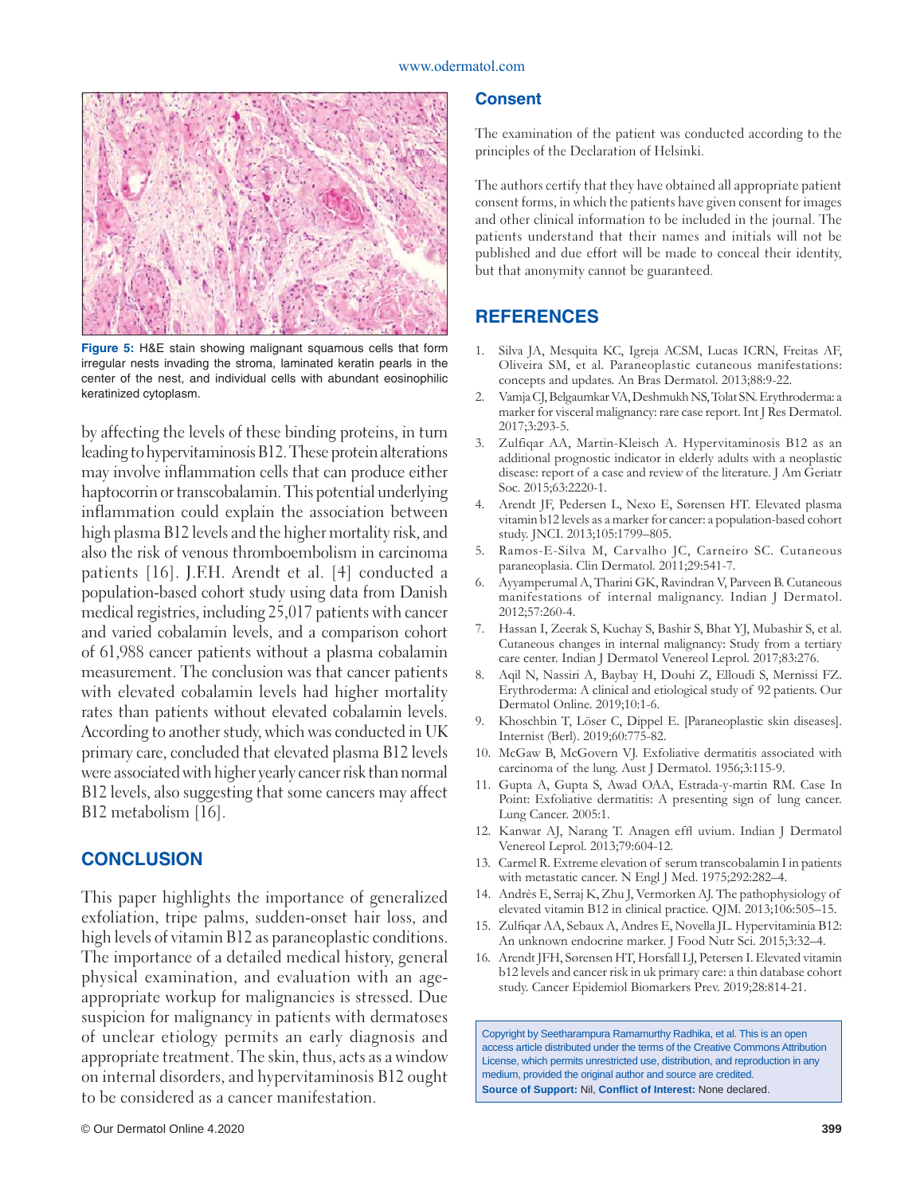Figure 5: H&E stain showing malignant squamous cells that form irregular nests invading the stroma, laminated keratin pearls in the center of the nest, and individual cells with abundant eosinophilic keratinized cytoplasm.

by affecting the levels of these binding proteins, in turn leading to hypervitaminosis B12. These protein alterations may involve inflammation cells that can produce either haptocorrin or transcobalamin. This potential underlying inflammation could explain the association between high plasma B12 levels and the higher mortality risk, and also the risk of venous thromboembolism in carcinoma patients [16]. J.F.H. Arendt et al. [4] conducted a population-based cohort study using data from Danish medical registries, including 25,017 patients with cancer and varied cobalamin levels, and a comparison cohort of 61,988 cancer patients without a plasma cobalamin measurement. The conclusion was that cancer patients with elevated cobalamin levels had higher mortality rates than patients without elevated cobalamin levels. According to another study, which was conducted in UK primary care, concluded that elevated plasma B12 levels were associated with higher yearly cancer risk than normal B12 levels, also suggesting that some cancers may affect B12 metabolism [16].

## CONCLUSION

This paper highlights the importance of generalized exfoliation, tripe palms, sudden-onset hair loss, and high levels of vitamin B12 as paraneoplastic conditions. The importance of a detailed medical history, general physical examination, and evaluation with an age-appropriate workup for malignancies is stressed. Due suspicion for malignancy in patients with dermatoses of unclear etiology permits an early diagnosis and appropriate treatment. The skin, thus, acts as a window on internal disorders, and hypervitaminosis B12 ought to be considered as a cancer manifestation.

## Consent

The examination of the patient was conducted according to the principles of the Declaration of Helsinki.

The authors certify that they have obtained all appropriate patient consent forms, in which the patients have given consent for images and other clinical information to be included in the journal. The patients understand that their names and initials will not be published and due effort will be made to conceal their identity, but that anonymity cannot be guaranteed.

## REFERENCES

1. Silva JA, Mesquita KC, Igreja ACSM, Lucas ICRN, Freitas AF, Oliveira SM, et al. Paraneoplastic cutaneous manifestations: concepts and updates. An Bras Dermatol. 2013;88:9-22.
2. Vamja CJ, Belgaumkar VA, Deshmukh NS, Tolat SN. Erythroderma: a marker for visceral malignancy: rare case report. Int J Res Dermatol. 2017;3:293-5.
3. Zulfiqar AA, Martin-Kleisch A. Hypervitaminosis B12 as an additional prognostic indicator in elderly adults with a neoplastic disease: report of a case and review of the literature. J Am Geriatr Soc. 2015;63:2220-1.
4. Arendt JF, Pedersen L, Nexo E, Sørensen HT. Elevated plasma vitamin b12 levels as a marker for cancer: a population-based cohort study. JNCI. 2013;105:1799–805.
5. Ramos-E-Silva M, Carvalho JC, Carneiro SC. Cutaneous paraneoplasia. Clin Dermatol. 2011;29:541-7.
6. Ayyamperumal A, Tharini GK, Ravindran V, Parveen B. Cutaneous manifestations of internal malignancy. Indian J Dermatol. 2012;57:260-4.
7. Hassan I, Zeerak S, Kuchay S, Bashir S, Bhat YJ, Mubashir S, et al. Cutaneous changes in internal malignancy: Study from a tertiary care center. Indian J Dermatol Venereol Leprol. 2017;83:276.
8. Aqil N, Nassiri A, Baybay H, Douhi Z, Elloudi S, Mernissi FZ. Erythroderma: A clinical and etiological study of 92 patients. Our Dermatol Online. 2019;10:1-6.
9. Khoschbin T, Löser C, Dippel E. [Paraneoplastic skin diseases]. Internist (Berl). 2019;60:775-82.
10. McGaw B, McGovern VJ. Exfoliative dermatitis associated with carcinoma of the lung. Aust J Dermatol. 1956;3:115-9.
11. Gupta A, Gupta S, Awad OAA, Estrada-y-martin RM. Case In Point: Exfoliative dermatitis: A presenting sign of lung cancer. Lung Cancer. 2005:1.
12. Kanwar AJ, Narang T. Anagen effl uvium. Indian J Dermatol Venereol Leprol. 2013;79:604-12.
13. Carmel R. Extreme elevation of serum transcobalamin I in patients with metastatic cancer. N Engl J Med. 1975;292:282–4.
14. Andrès E, Serraj K, Zhu J, Vermorken AJ. The pathophysiology of elevated vitamin B12 in clinical practice. QJM. 2013;106:505–15.
15. Zulfiqar AA, Sebaux A, Andres E, Novella JL. Hypervitaminia B12: An unknown endocrine marker. J Food Nutr Sci. 2015;3:32–4.
16. Arendt JFH, Sørensen HT, Horsfall LJ, Petersen I. Elevated vitamin b12 levels and cancer risk in uk primary care: a thin database cohort study. Cancer Epidemiol Biomarkers Prev. 2019;28:814-21.

Copyright by Seetharampura Ramamurthy Radhika, et al. This is an open access article distributed under the terms of the Creative Commons Attribution License, which permits unrestricted use, distribution, and reproduction in any medium, provided the original author and source are credited.
**Source of Support:** Nil, **Conflict of Interest:** None declared.